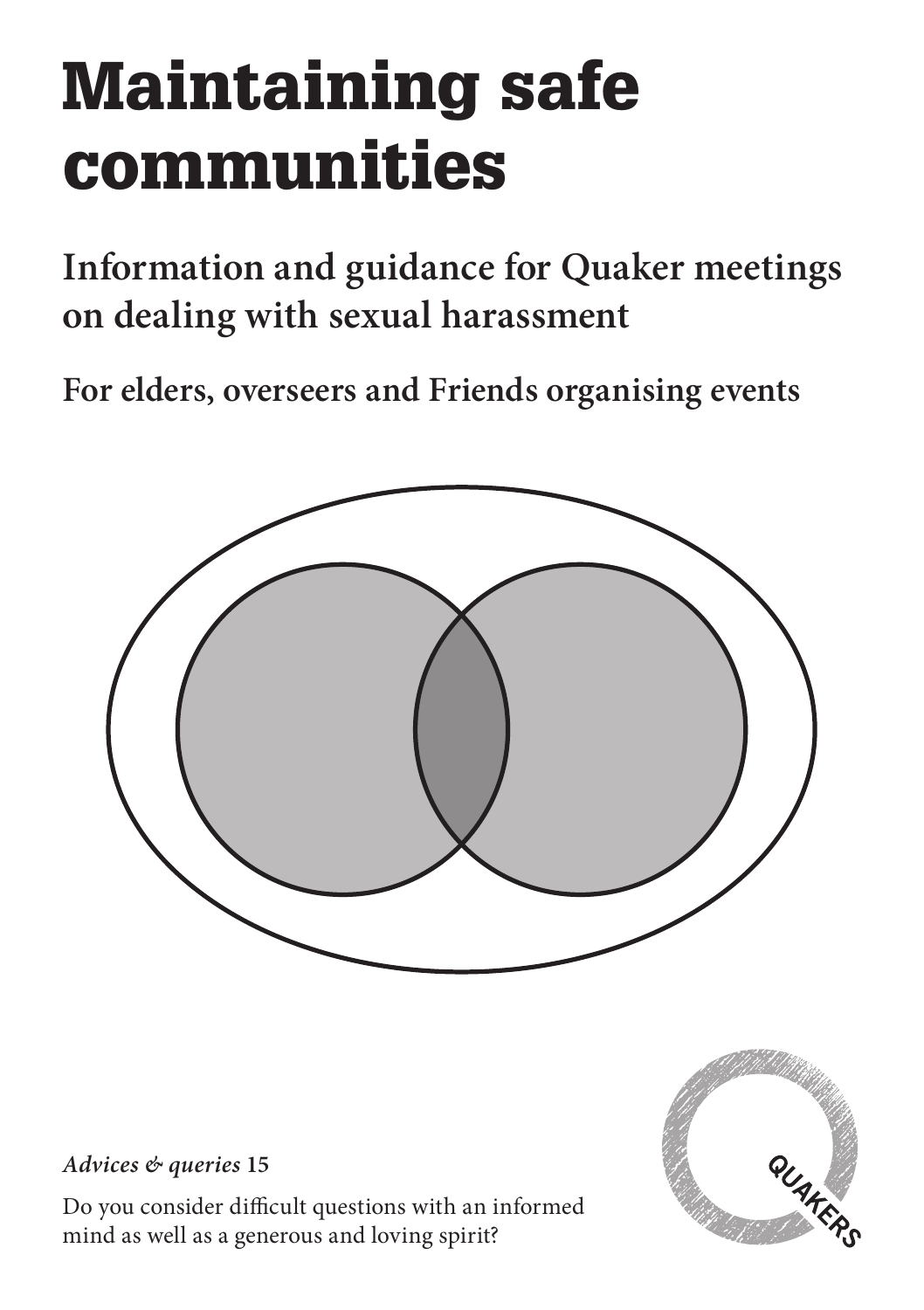# Maintaining safe communities

## Information and guidance for Quaker meetings on dealing with sexual harassment

### For elders, overseers and Friends organising events

***Advices & queries* 15**

Do you consider difficult questions with an informed mind as well as a generous and loving spirit?

QUAKERS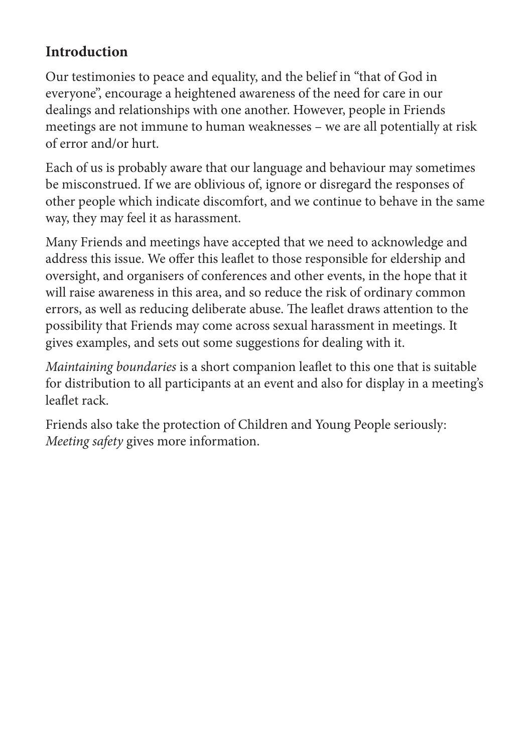## Introduction

Our testimonies to peace and equality, and the belief in "that of God in everyone", encourage a heightened awareness of the need for care in our dealings and relationships with one another. However, people in Friends meetings are not immune to human weaknesses – we are all potentially at risk of error and/or hurt.

Each of us is probably aware that our language and behaviour may sometimes be misconstrued. If we are oblivious of, ignore or disregard the responses of other people which indicate discomfort, and we continue to behave in the same way, they may feel it as harassment.

Many Friends and meetings have accepted that we need to acknowledge and address this issue. We offer this leaflet to those responsible for eldership and oversight, and organisers of conferences and other events, in the hope that it will raise awareness in this area, and so reduce the risk of ordinary common errors, as well as reducing deliberate abuse. The leaflet draws attention to the possibility that Friends may come across sexual harassment in meetings. It gives examples, and sets out some suggestions for dealing with it.

*Maintaining boundaries* is a short companion leaflet to this one that is suitable for distribution to all participants at an event and also for display in a meeting's leaflet rack.

Friends also take the protection of Children and Young People seriously: *Meeting safety* gives more information.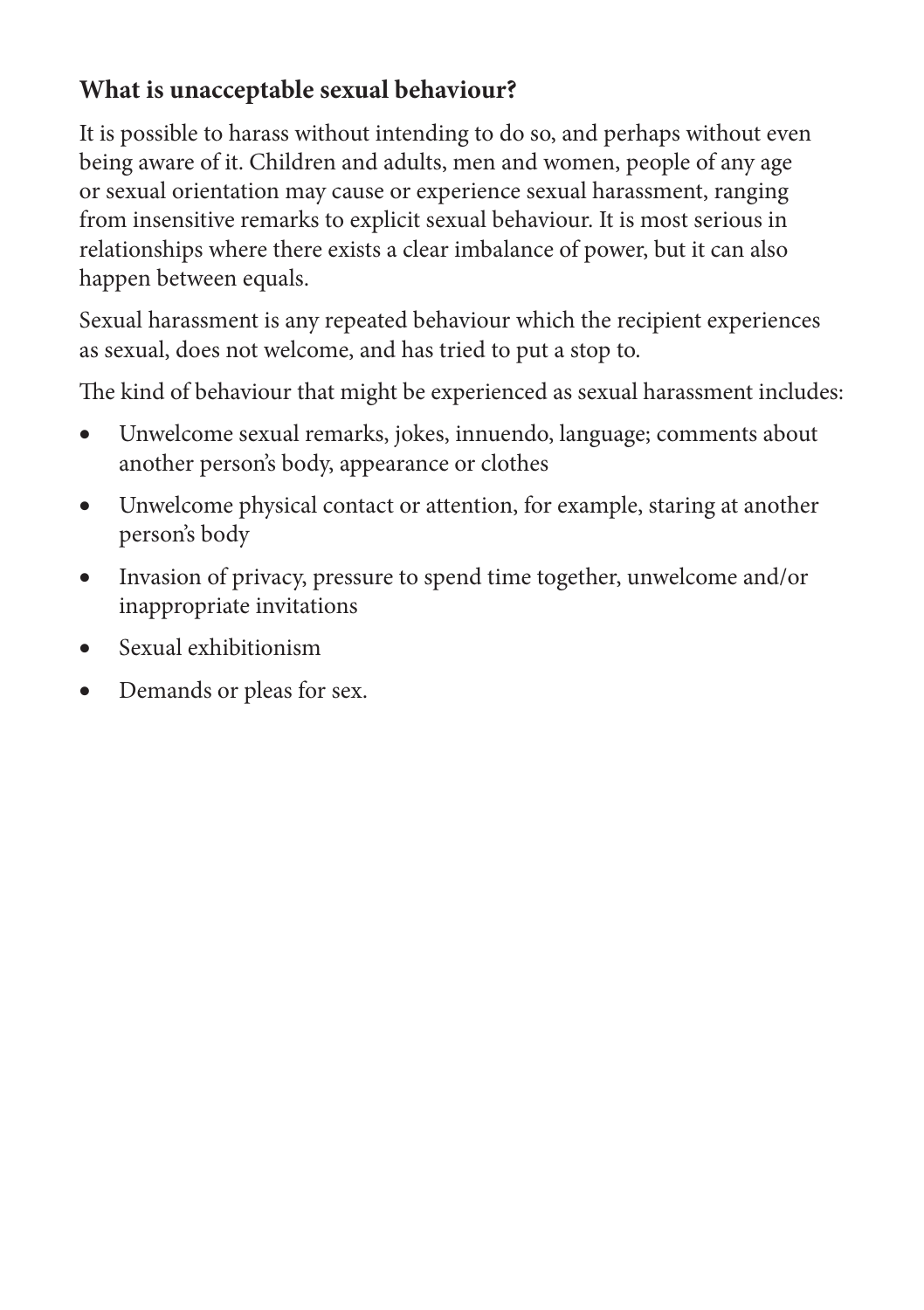## What is unacceptable sexual behaviour?

It is possible to harass without intending to do so, and perhaps without even being aware of it. Children and adults, men and women, people of any age or sexual orientation may cause or experience sexual harassment, ranging from insensitive remarks to explicit sexual behaviour. It is most serious in relationships where there exists a clear imbalance of power, but it can also happen between equals.

Sexual harassment is any repeated behaviour which the recipient experiences as sexual, does not welcome, and has tried to put a stop to.

The kind of behaviour that might be experienced as sexual harassment includes:

- Unwelcome sexual remarks, jokes, innuendo, language; comments about another person's body, appearance or clothes
- Unwelcome physical contact or attention, for example, staring at another person's body
- Invasion of privacy, pressure to spend time together, unwelcome and/or inappropriate invitations
- Sexual exhibitionism
- Demands or pleas for sex.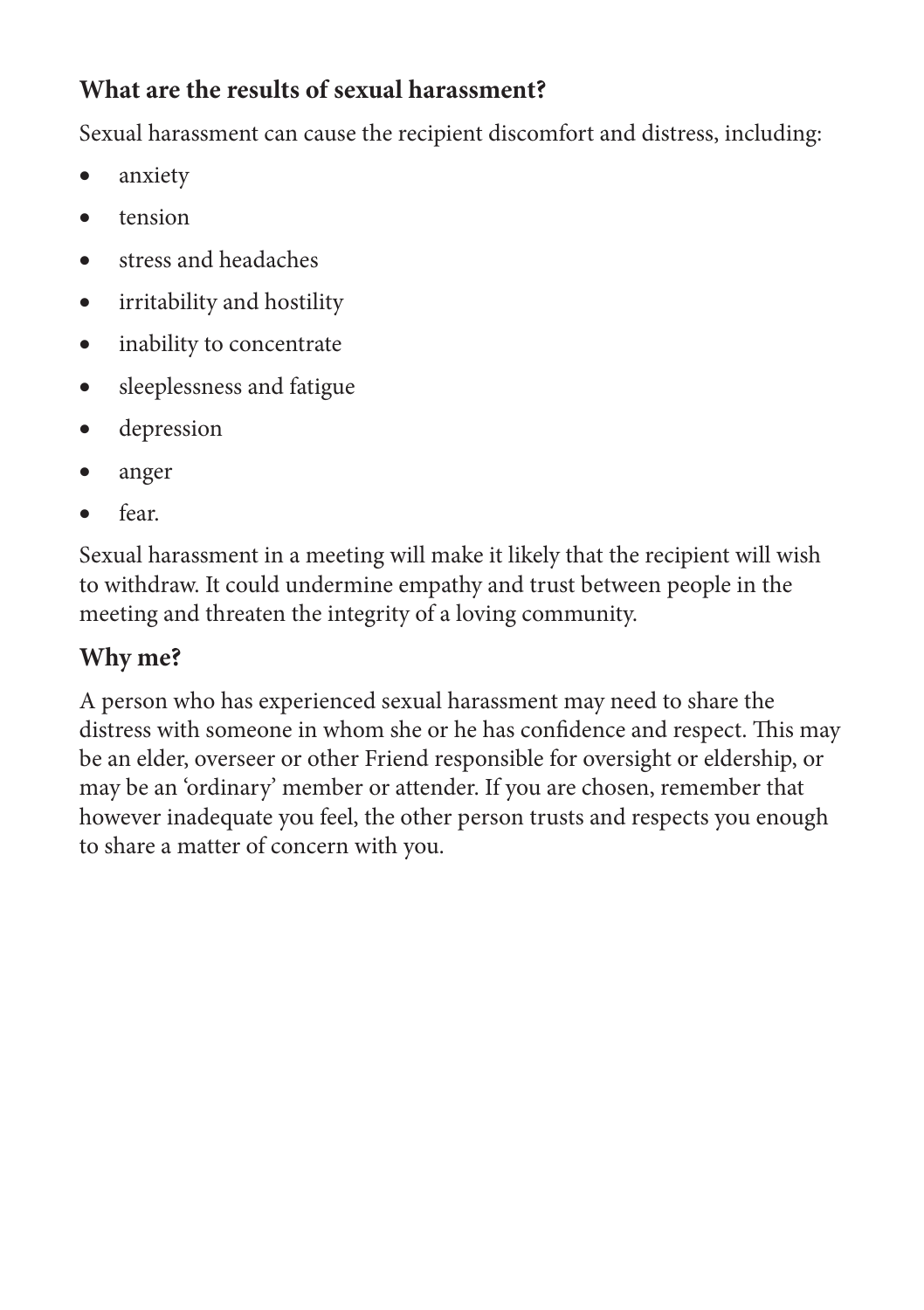## What are the results of sexual harassment?

Sexual harassment can cause the recipient discomfort and distress, including:

- anxiety
- tension
- stress and headaches
- irritability and hostility
- inability to concentrate
- sleeplessness and fatigue
- depression
- anger
- fear.

Sexual harassment in a meeting will make it likely that the recipient will wish to withdraw. It could undermine empathy and trust between people in the meeting and threaten the integrity of a loving community.

## Why me?

A person who has experienced sexual harassment may need to share the distress with someone in whom she or he has confidence and respect. This may be an elder, overseer or other Friend responsible for oversight or eldership, or may be an 'ordinary' member or attender. If you are chosen, remember that however inadequate you feel, the other person trusts and respects you enough to share a matter of concern with you.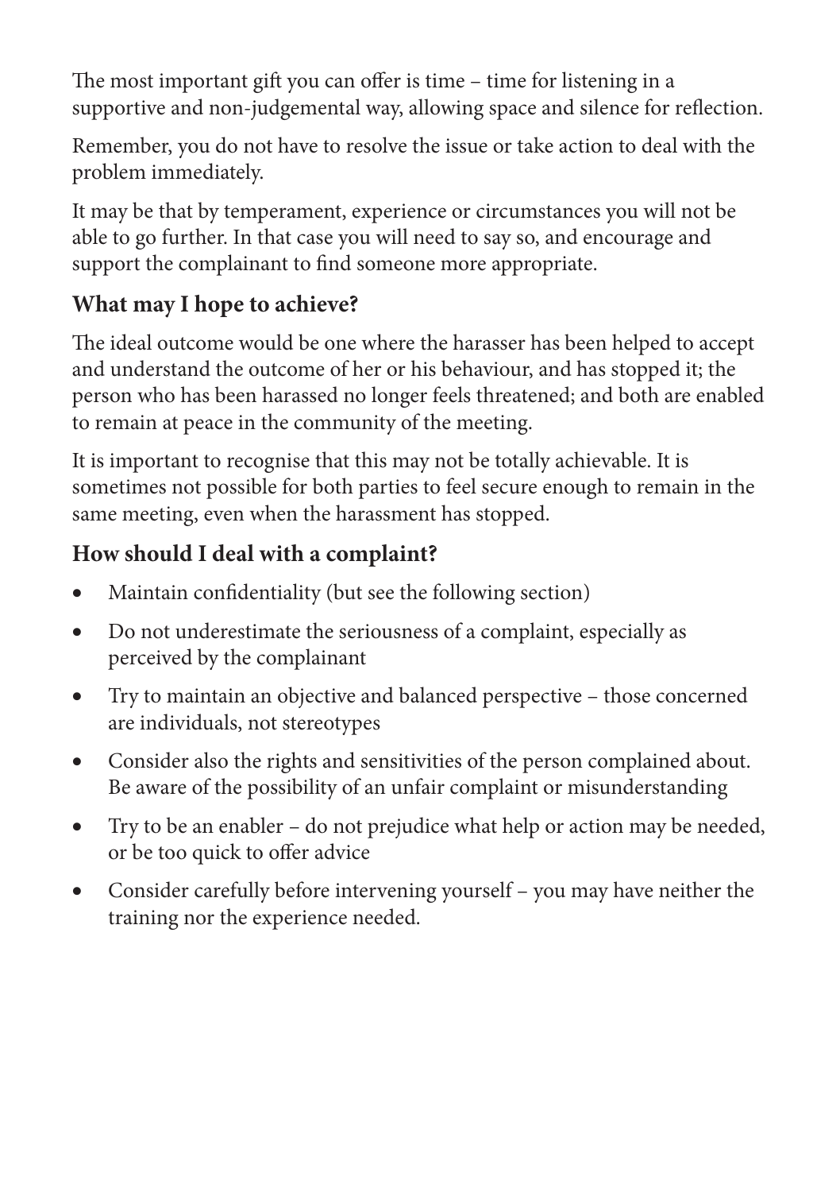The most important gift you can offer is time – time for listening in a supportive and non-judgemental way, allowing space and silence for reflection.

Remember, you do not have to resolve the issue or take action to deal with the problem immediately.

It may be that by temperament, experience or circumstances you will not be able to go further. In that case you will need to say so, and encourage and support the complainant to find someone more appropriate.

## What may I hope to achieve?

The ideal outcome would be one where the harasser has been helped to accept and understand the outcome of her or his behaviour, and has stopped it; the person who has been harassed no longer feels threatened; and both are enabled to remain at peace in the community of the meeting.

It is important to recognise that this may not be totally achievable. It is sometimes not possible for both parties to feel secure enough to remain in the same meeting, even when the harassment has stopped.

## How should I deal with a complaint?

- Maintain confidentiality (but see the following section)
- Do not underestimate the seriousness of a complaint, especially as perceived by the complainant
- Try to maintain an objective and balanced perspective – those concerned are individuals, not stereotypes
- Consider also the rights and sensitivities of the person complained about. Be aware of the possibility of an unfair complaint or misunderstanding
- Try to be an enabler – do not prejudice what help or action may be needed, or be too quick to offer advice
- Consider carefully before intervening yourself – you may have neither the training nor the experience needed.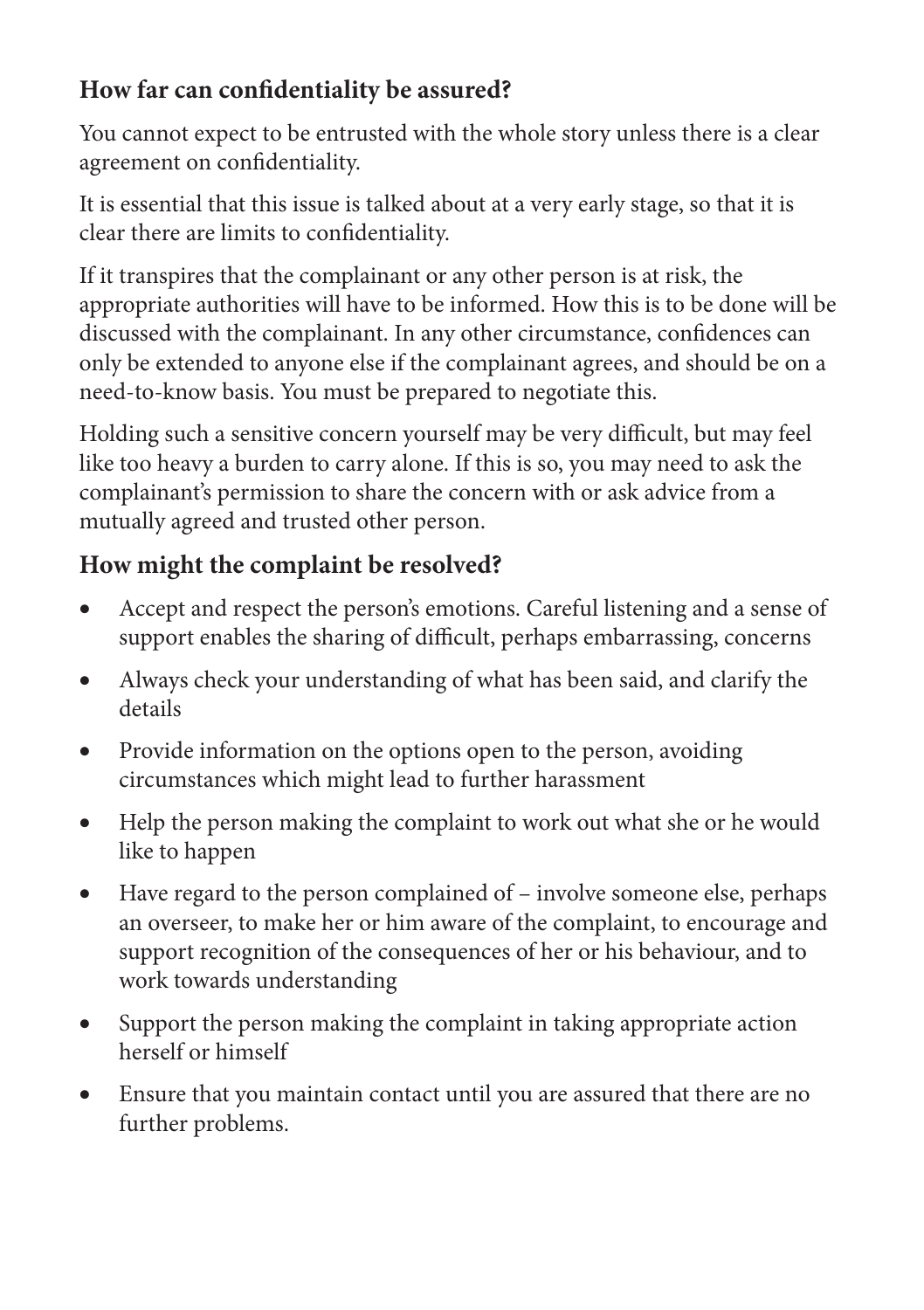## How far can confidentiality be assured?

You cannot expect to be entrusted with the whole story unless there is a clear agreement on confidentiality.

It is essential that this issue is talked about at a very early stage, so that it is clear there are limits to confidentiality.

If it transpires that the complainant or any other person is at risk, the appropriate authorities will have to be informed. How this is to be done will be discussed with the complainant. In any other circumstance, confidences can only be extended to anyone else if the complainant agrees, and should be on a need-to-know basis. You must be prepared to negotiate this.

Holding such a sensitive concern yourself may be very difficult, but may feel like too heavy a burden to carry alone. If this is so, you may need to ask the complainant's permission to share the concern with or ask advice from a mutually agreed and trusted other person.

## How might the complaint be resolved?

- Accept and respect the person's emotions. Careful listening and a sense of support enables the sharing of difficult, perhaps embarrassing, concerns
- Always check your understanding of what has been said, and clarify the details
- Provide information on the options open to the person, avoiding circumstances which might lead to further harassment
- Help the person making the complaint to work out what she or he would like to happen
- Have regard to the person complained of – involve someone else, perhaps an overseer, to make her or him aware of the complaint, to encourage and support recognition of the consequences of her or his behaviour, and to work towards understanding
- Support the person making the complaint in taking appropriate action herself or himself
- Ensure that you maintain contact until you are assured that there are no further problems.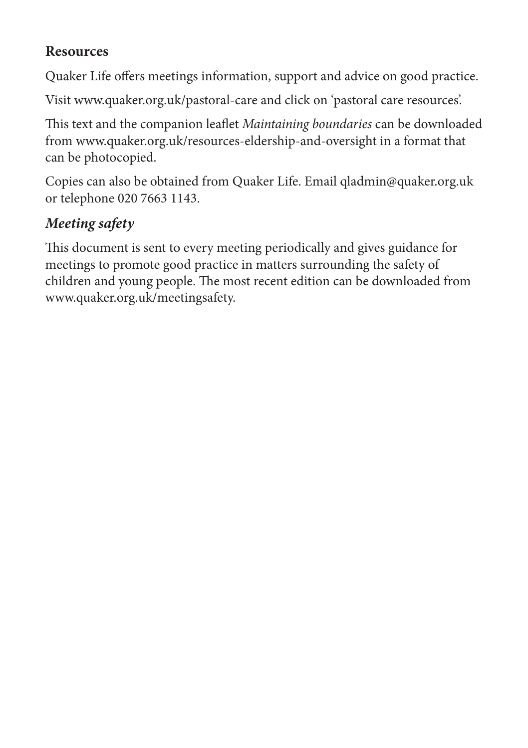## Resources

Quaker Life offers meetings information, support and advice on good practice.

Visit www.quaker.org.uk/pastoral-care and click on 'pastoral care resources'.

This text and the companion leaflet *Maintaining boundaries* can be downloaded from www.quaker.org.uk/resources-eldership-and-oversight in a format that can be photocopied.

Copies can also be obtained from Quaker Life. Email qladmin@quaker.org.uk or telephone 020 7663 1143.

### *Meeting safety*

This document is sent to every meeting periodically and gives guidance for meetings to promote good practice in matters surrounding the safety of children and young people. The most recent edition can be downloaded from www.quaker.org.uk/meetingsafety.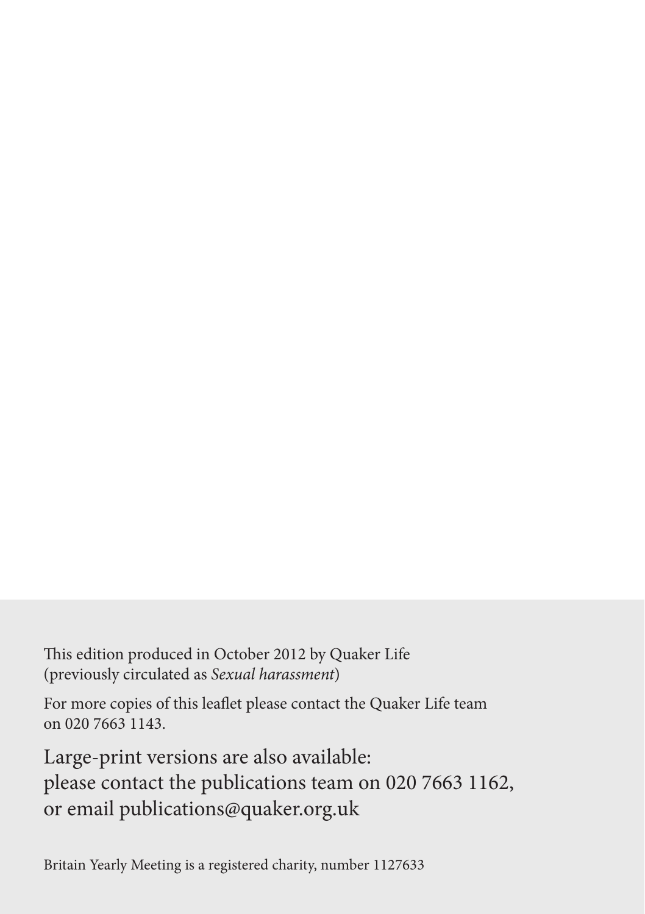This edition produced in October 2012 by Quaker Life (previously circulated as *Sexual harassment*)

For more copies of this leaflet please contact the Quaker Life team on 020 7663 1143.

Large-print versions are also available: please contact the publications team on 020 7663 1162, or email publications@quaker.org.uk

Britain Yearly Meeting is a registered charity, number 1127633